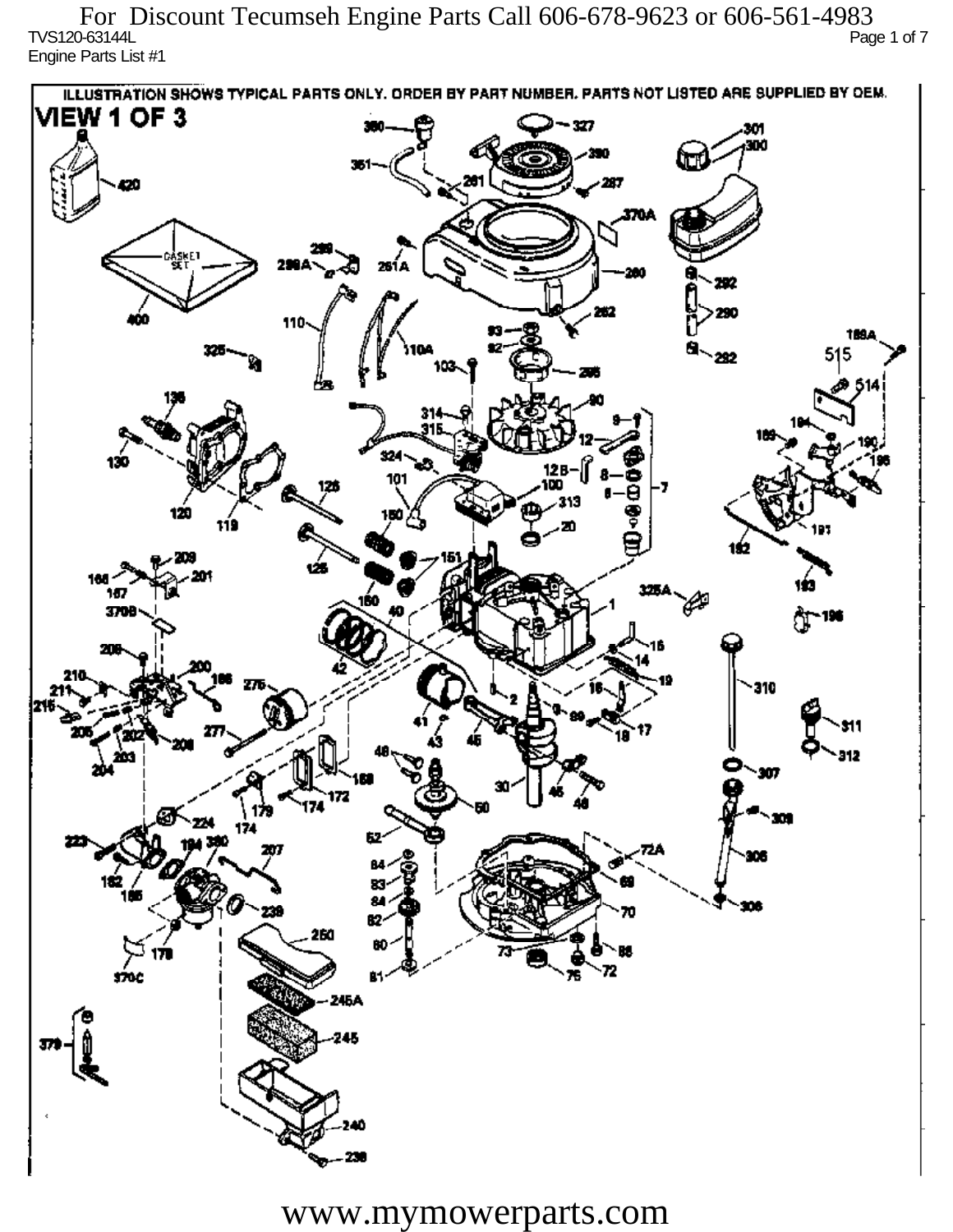For Discount Tecumseh Engine Parts Call 606-678-9623 or 606-561-4983

TVS120-63144L

Engine Parts List #1

ILLUSTRATION SHOWS TYPICAL PARTS ONLY. ORDER BY PART NUMBER. PARTS NOT LISTED ARE SUPPLIED BY OEM.

VIEW 1 OF 3

www.mymowerparts.com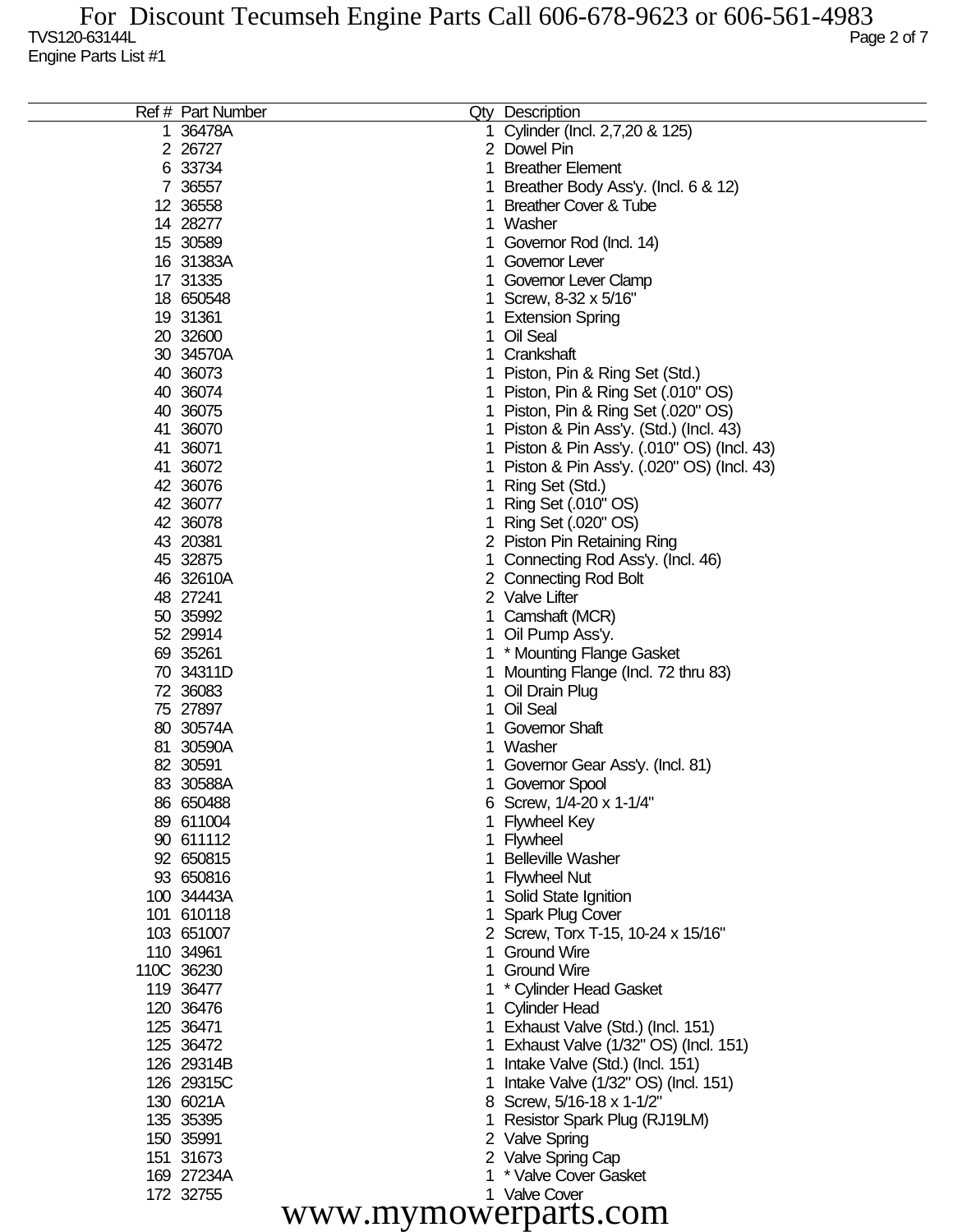For Discount Tecumseh Engine Parts Call 606-678-9623 or 606-561-4983

TVS120-63144L

Engine Parts List #1

| Ref # | Part Number | Qty | Description |
|---|---|---|---|
| 1 | 36478A | 1 | Cylinder (Incl. 2,7,20 & 125) |
| 2 | 26727 | 2 | Dowel Pin |
| 6 | 33734 | 1 | Breather Element |
| 7 | 36557 | 1 | Breather Body Ass'y. (Incl. 6 & 12) |
| 12 | 36558 | 1 | Breather Cover & Tube |
| 14 | 28277 | 1 | Washer |
| 15 | 30589 | 1 | Governor Rod (Incl. 14) |
| 16 | 31383A | 1 | Governor Lever |
| 17 | 31335 | 1 | Governor Lever Clamp |
| 18 | 650548 | 1 | Screw, 8-32 x 5/16" |
| 19 | 31361 | 1 | Extension Spring |
| 20 | 32600 | 1 | Oil Seal |
| 30 | 34570A | 1 | Crankshaft |
| 40 | 36073 | 1 | Piston, Pin & Ring Set (Std.) |
| 40 | 36074 | 1 | Piston, Pin & Ring Set (.010" OS) |
| 40 | 36075 | 1 | Piston, Pin & Ring Set (.020" OS) |
| 41 | 36070 | 1 | Piston & Pin Ass'y. (Std.) (Incl. 43) |
| 41 | 36071 | 1 | Piston & Pin Ass'y. (.010" OS) (Incl. 43) |
| 41 | 36072 | 1 | Piston & Pin Ass'y. (.020" OS) (Incl. 43) |
| 42 | 36076 | 1 | Ring Set (Std.) |
| 42 | 36077 | 1 | Ring Set (.010" OS) |
| 42 | 36078 | 1 | Ring Set (.020" OS) |
| 43 | 20381 | 2 | Piston Pin Retaining Ring |
| 45 | 32875 | 1 | Connecting Rod Ass'y. (Incl. 46) |
| 46 | 32610A | 2 | Connecting Rod Bolt |
| 48 | 27241 | 2 | Valve Lifter |
| 50 | 35992 | 1 | Camshaft (MCR) |
| 52 | 29914 | 1 | Oil Pump Ass'y. |
| 69 | 35261 | 1 | * Mounting Flange Gasket |
| 70 | 34311D | 1 | Mounting Flange (Incl. 72 thru 83) |
| 72 | 36083 | 1 | Oil Drain Plug |
| 75 | 27897 | 1 | Oil Seal |
| 80 | 30574A | 1 | Governor Shaft |
| 81 | 30590A | 1 | Washer |
| 82 | 30591 | 1 | Governor Gear Ass'y. (Incl. 81) |
| 83 | 30588A | 1 | Governor Spool |
| 86 | 650488 | 6 | Screw, 1/4-20 x 1-1/4" |
| 89 | 611004 | 1 | Flywheel Key |
| 90 | 611112 | 1 | Flywheel |
| 92 | 650815 | 1 | Belleville Washer |
| 93 | 650816 | 1 | Flywheel Nut |
| 100 | 34443A | 1 | Solid State Ignition |
| 101 | 610118 | 1 | Spark Plug Cover |
| 103 | 651007 | 2 | Screw, Torx T-15, 10-24 x 15/16" |
| 110 | 34961 | 1 | Ground Wire |
| 110C | 36230 | 1 | Ground Wire |
| 119 | 36477 | 1 | * Cylinder Head Gasket |
| 120 | 36476 | 1 | Cylinder Head |
| 125 | 36471 | 1 | Exhaust Valve (Std.) (Incl. 151) |
| 125 | 36472 | 1 | Exhaust Valve (1/32" OS) (Incl. 151) |
| 126 | 29314B | 1 | Intake Valve (Std.) (Incl. 151) |
| 126 | 29315C | 1 | Intake Valve (1/32" OS) (Incl. 151) |
| 130 | 6021A | 8 | Screw, 5/16-18 x 1-1/2" |
| 135 | 35395 | 1 | Resistor Spark Plug (RJ19LM) |
| 150 | 35991 | 2 | Valve Spring |
| 151 | 31673 | 2 | Valve Spring Cap |
| 169 | 27234A | 1 | * Valve Cover Gasket |
| 172 | 32755 | 1 | Valve Cover |

www.mymowerparts.com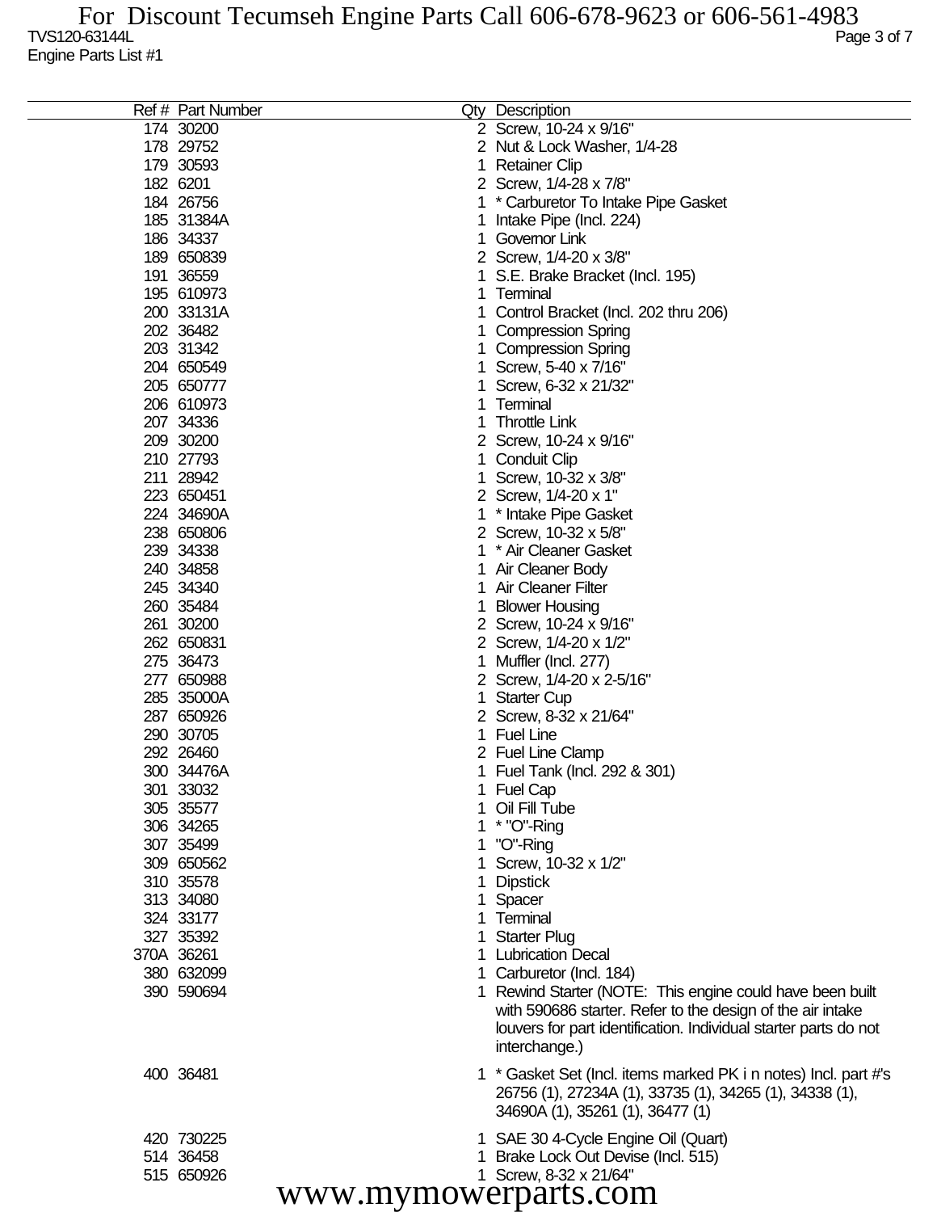TVS120-63144L
Engine Parts List #1

| Ref # | Part Number | Qty | Description |
|---|---|---|---|
| 174 | 30200 | 2 | Screw, 10-24 x 9/16" |
| 178 | 29752 | 2 | Nut & Lock Washer, 1/4-28 |
| 179 | 30593 | 1 | Retainer Clip |
| 182 | 6201 | 2 | Screw, 1/4-28 x 7/8" |
| 184 | 26756 | 1 | * Carburetor To Intake Pipe Gasket |
| 185 | 31384A | 1 | Intake Pipe (Incl. 224) |
| 186 | 34337 | 1 | Governor Link |
| 189 | 650839 | 2 | Screw, 1/4-20 x 3/8" |
| 191 | 36559 | 1 | S.E. Brake Bracket (Incl. 195) |
| 195 | 610973 | 1 | Terminal |
| 200 | 33131A | 1 | Control Bracket (Incl. 202 thru 206) |
| 202 | 36482 | 1 | Compression Spring |
| 203 | 31342 | 1 | Compression Spring |
| 204 | 650549 | 1 | Screw, 5-40 x 7/16" |
| 205 | 650777 | 1 | Screw, 6-32 x 21/32" |
| 206 | 610973 | 1 | Terminal |
| 207 | 34336 | 1 | Throttle Link |
| 209 | 30200 | 2 | Screw, 10-24 x 9/16" |
| 210 | 27793 | 1 | Conduit Clip |
| 211 | 28942 | 1 | Screw, 10-32 x 3/8" |
| 223 | 650451 | 2 | Screw, 1/4-20 x 1" |
| 224 | 34690A | 1 | * Intake Pipe Gasket |
| 238 | 650806 | 2 | Screw, 10-32 x 5/8" |
| 239 | 34338 | 1 | * Air Cleaner Gasket |
| 240 | 34858 | 1 | Air Cleaner Body |
| 245 | 34340 | 1 | Air Cleaner Filter |
| 260 | 35484 | 1 | Blower Housing |
| 261 | 30200 | 2 | Screw, 10-24 x 9/16" |
| 262 | 650831 | 2 | Screw, 1/4-20 x 1/2" |
| 275 | 36473 | 1 | Muffler (Incl. 277) |
| 277 | 650988 | 2 | Screw, 1/4-20 x 2-5/16" |
| 285 | 35000A | 1 | Starter Cup |
| 287 | 650926 | 2 | Screw, 8-32 x 21/64" |
| 290 | 30705 | 1 | Fuel Line |
| 292 | 26460 | 2 | Fuel Line Clamp |
| 300 | 34476A | 1 | Fuel Tank (Incl. 292 & 301) |
| 301 | 33032 | 1 | Fuel Cap |
| 305 | 35577 | 1 | Oil Fill Tube |
| 306 | 34265 | 1 | * "O"-Ring |
| 307 | 35499 | 1 | "O"-Ring |
| 309 | 650562 | 1 | Screw, 10-32 x 1/2" |
| 310 | 35578 | 1 | Dipstick |
| 313 | 34080 | 1 | Spacer |
| 324 | 33177 | 1 | Terminal |
| 327 | 35392 | 1 | Starter Plug |
| 370A | 36261 | 1 | Lubrication Decal |
| 380 | 632099 | 1 | Carburetor (Incl. 184) |
| 390 | 590694 | 1 | Rewind Starter (NOTE: This engine could have been built with 590686 starter. Refer to the design of the air intake louvers for part identification. Individual starter parts do not interchange.) |
| 400 | 36481 | 1 | * Gasket Set (Incl. items marked PK i n notes) Incl. part #'s 26756 (1), 27234A (1), 33735 (1), 34265 (1), 34338 (1), 34690A (1), 35261 (1), 36477 (1) |
| 420 | 730225 | 1 | SAE 30 4-Cycle Engine Oil (Quart) |
| 514 | 36458 | 1 | Brake Lock Out Devise (Incl. 515) |
| 515 | 650926 | 1 | Screw, 8-32 x 21/64" |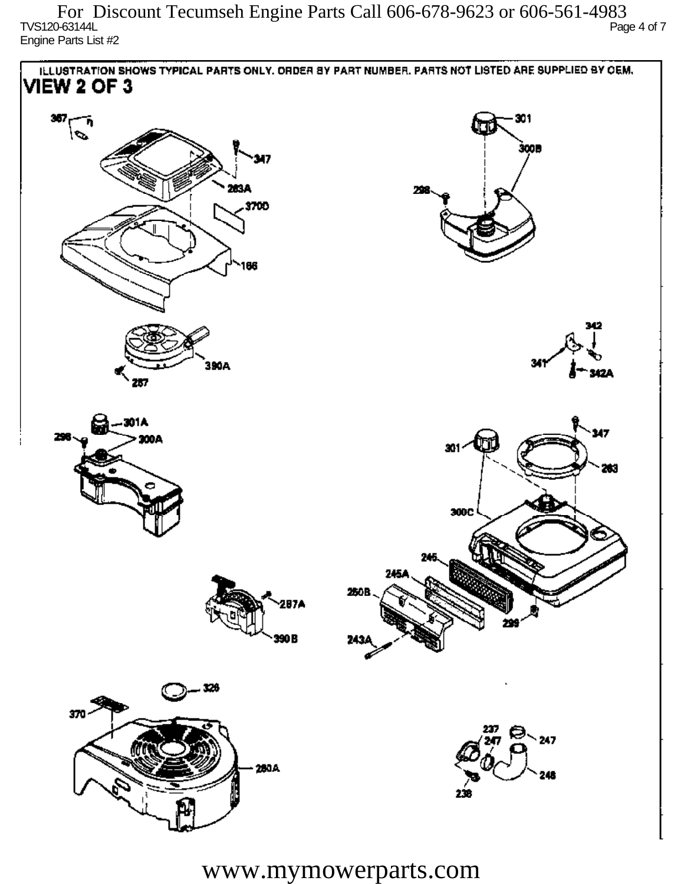For Discount Tecumseh Engine Parts Call 606-678-9623 or 606-561-4983

TVS120-63144L

Engine Parts List #2

ILLUSTRATION SHOWS TYPICAL PARTS ONLY. ORDER BY PART NUMBER. PARTS NOT LISTED ARE SUPPLIED BY OEM.

## VIEW 2 OF 3

367, 347, 263A, 370D, 166, 301, 300B, 298, 390A, 257, 342, 341, 342A, 301A, 298, 300A, 347, 301, 263, 300C, 246, 245A, 250B, 299, 243A, 257A, 390B, 326, 370, 260A, 237, 247, 247, 248, 238

www.mymowerparts.com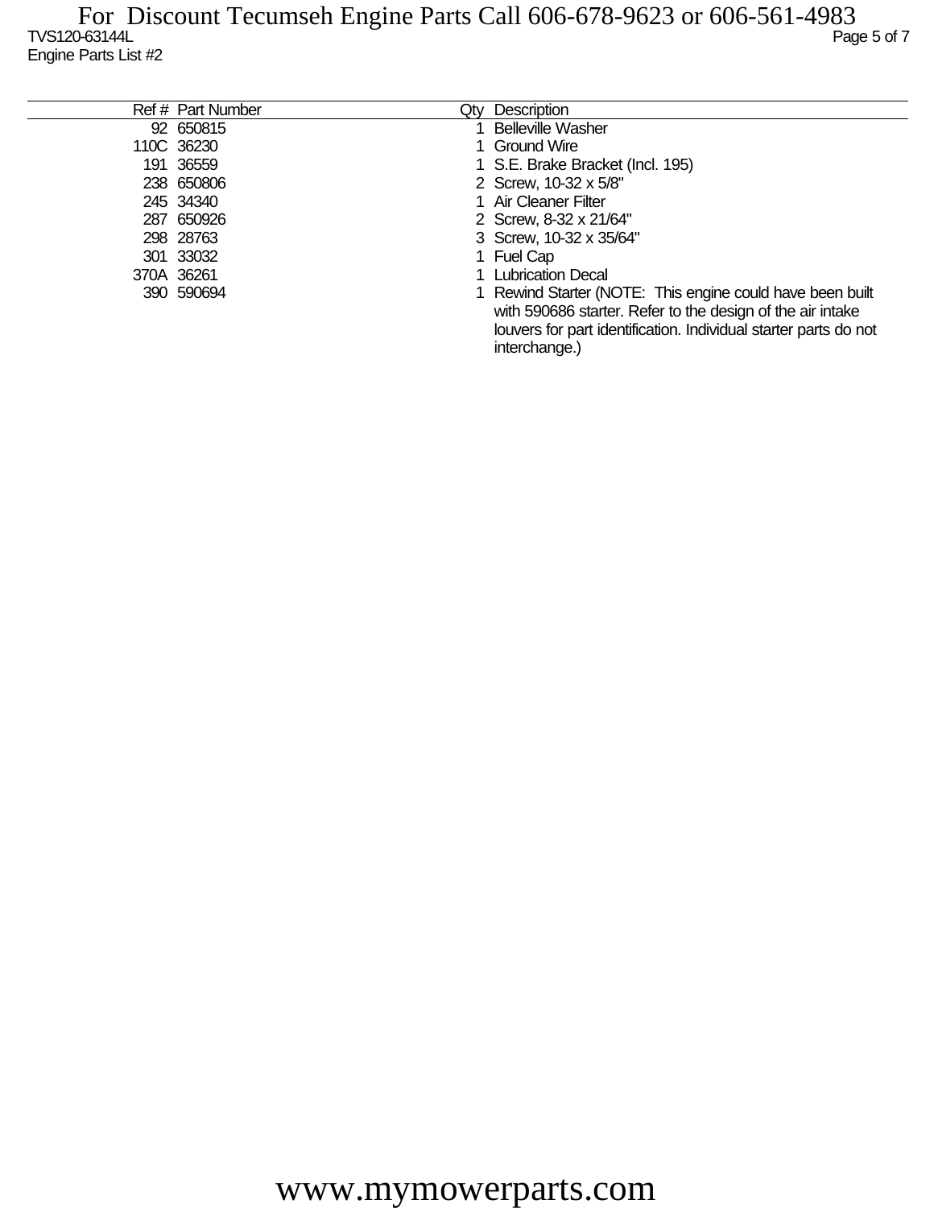TVS120-63144L

Engine Parts List #2

| Ref # | Part Number | Qty | Description |
|---|---|---|---|
| 92 | 650815 | 1 | Belleville Washer |
| 110C | 36230 | 1 | Ground Wire |
| 191 | 36559 | 1 | S.E. Brake Bracket (Incl. 195) |
| 238 | 650806 | 2 | Screw, 10-32 x 5/8" |
| 245 | 34340 | 1 | Air Cleaner Filter |
| 287 | 650926 | 2 | Screw, 8-32 x 21/64" |
| 298 | 28763 | 3 | Screw, 10-32 x 35/64" |
| 301 | 33032 | 1 | Fuel Cap |
| 370A | 36261 | 1 | Lubrication Decal |
| 390 | 590694 | 1 | Rewind Starter (NOTE: This engine could have been built with 590686 starter. Refer to the design of the air intake louvers for part identification. Individual starter parts do not interchange.) |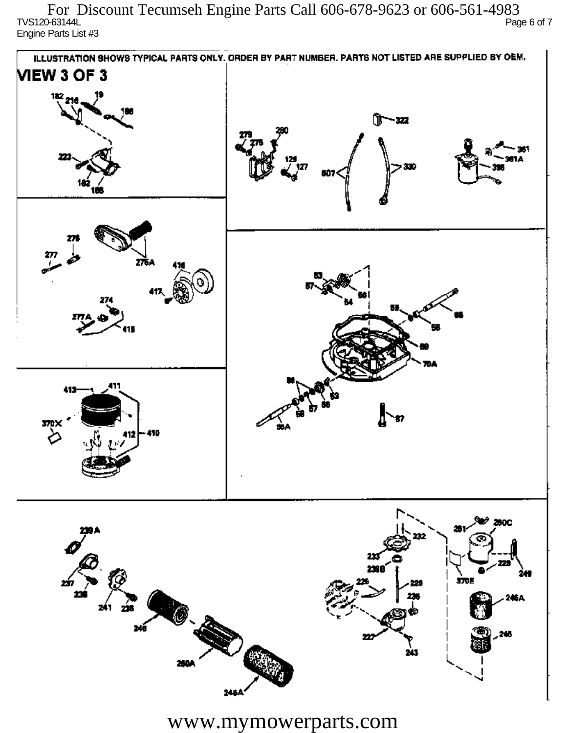For Discount Tecumseh Engine Parts Call 606-678-9623 or 606-561-4983

TVS120-63144L

Engine Parts List #3

ILLUSTRATION SHOWS TYPICAL PARTS ONLY. ORDER BY PART NUMBER. PARTS NOT LISTED ARE SUPPLIED BY OEM.

VIEW 3 OF 3

182 218 19 186 223 182 188 279 280 278 129 127 322 607 330 361 361A 395

276 277 276A 416 417 274 277A 415 63 57 54 56 55 58 68 69 70A 56 53 58 57 56 56A 87

413 411 370X 412 410

239A 237 238 241 235 245 250A 246A 232 233 239B 226 228 235 227 243 281 280C 370E 229 249 246A 246

www.mymowerparts.com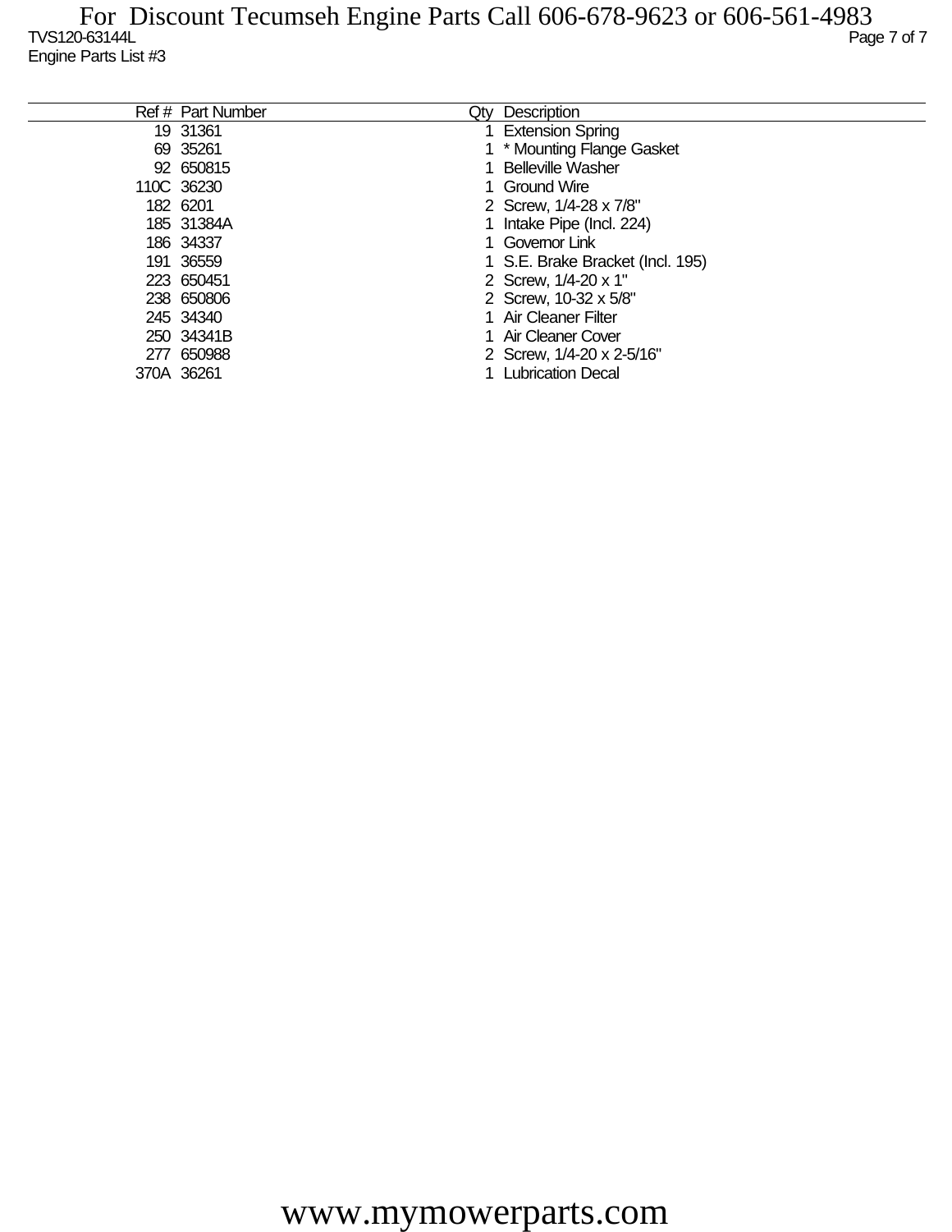| Ref # | Part Number | Qty | Description |
|---|---|---|---|
| 19 | 31361 | 1 | Extension Spring |
| 69 | 35261 | 1 | * Mounting Flange Gasket |
| 92 | 650815 | 1 | Belleville Washer |
| 110C | 36230 | 1 | Ground Wire |
| 182 | 6201 | 2 | Screw, 1/4-28 x 7/8" |
| 185 | 31384A | 1 | Intake Pipe (Incl. 224) |
| 186 | 34337 | 1 | Governor Link |
| 191 | 36559 | 1 | S.E. Brake Bracket (Incl. 195) |
| 223 | 650451 | 2 | Screw, 1/4-20 x 1" |
| 238 | 650806 | 2 | Screw, 10-32 x 5/8" |
| 245 | 34340 | 1 | Air Cleaner Filter |
| 250 | 34341B | 1 | Air Cleaner Cover |
| 277 | 650988 | 2 | Screw, 1/4-20 x 2-5/16" |
| 370A | 36261 | 1 | Lubrication Decal |